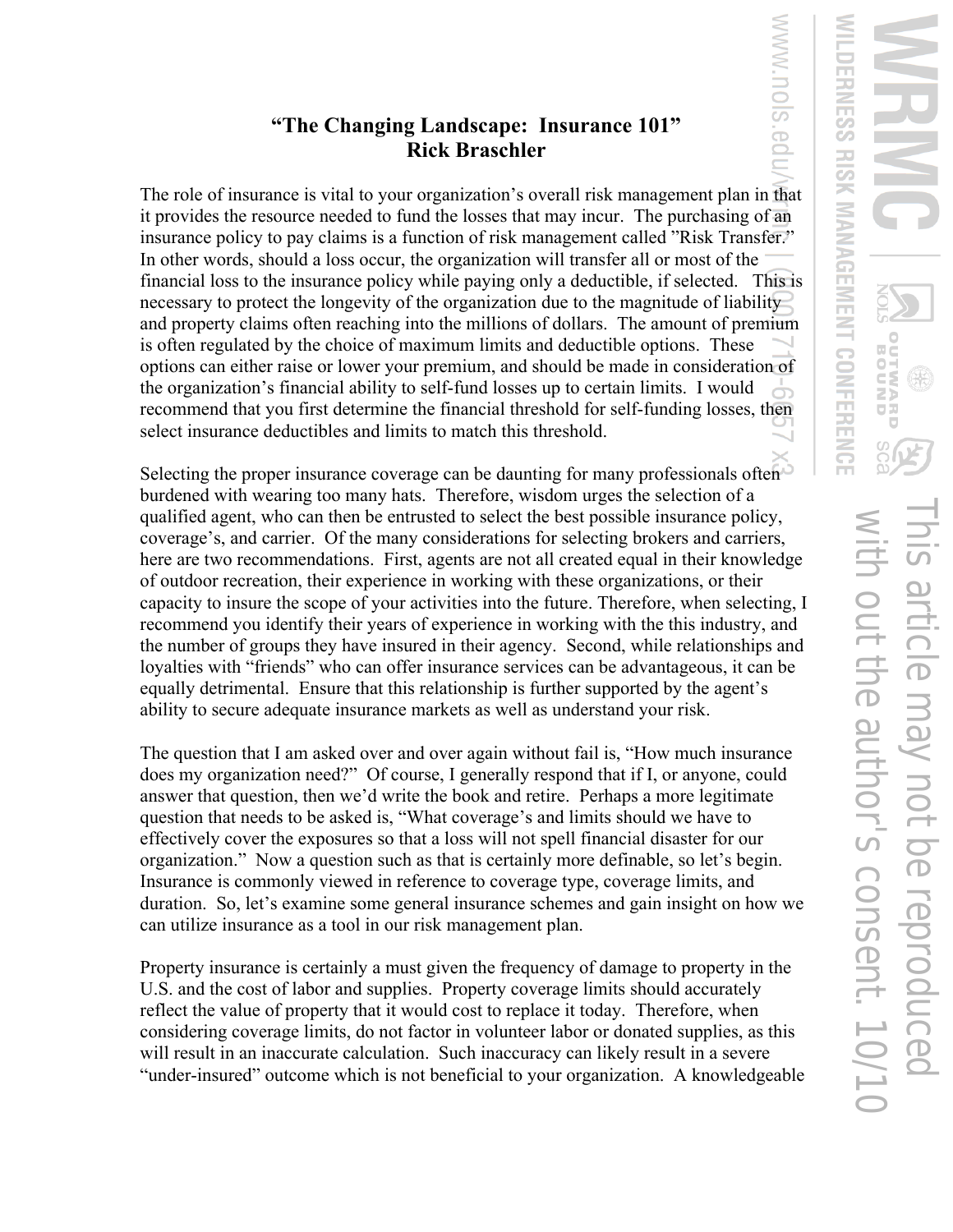# "The Changing Landscape: Insurance 101"

## Rick Braschler

The role of insurance is vital to your organization's overall risk management plan in that it provides the resource needed to fund the losses that may incur. The purchasing of an insurance policy to pay claims is a function of risk management called "Risk Transfer." In other words, should a loss occur, the organization will transfer all or most of the financial loss to the insurance policy while paying only a deductible, if selected. This is necessary to protect the longevity of the organization due to the magnitude of liability and property claims often reaching into the millions of dollars. The amount of premium is often regulated by the choice of maximum limits and deductible options. These options can either raise or lower your premium, and should be made in consideration of the organization's financial ability to self-fund losses up to certain limits. I would recommend that you first determine the financial threshold for self-funding losses, then select insurance deductibles and limits to match this threshold.

Selecting the proper insurance coverage can be daunting for many professionals often burdened with wearing too many hats. Therefore, wisdom urges the selection of a qualified agent, who can then be entrusted to select the best possible insurance policy, coverage's, and carrier. Of the many considerations for selecting brokers and carriers, here are two recommendations. First, agents are not all created equal in their knowledge of outdoor recreation, their experience in working with these organizations, or their capacity to insure the scope of your activities into the future. Therefore, when selecting, I recommend you identify their years of experience in working with the this industry, and the number of groups they have insured in their agency. Second, while relationships and loyalties with "friends" who can offer insurance services can be advantageous, it can be equally detrimental. Ensure that this relationship is further supported by the agent's ability to secure adequate insurance markets as well as understand your risk.

The question that I am asked over and over again without fail is, "How much insurance does my organization need?" Of course, I generally respond that if I, or anyone, could answer that question, then we'd write the book and retire. Perhaps a more legitimate question that needs to be asked is, "What coverage's and limits should we have to effectively cover the exposures so that a loss will not spell financial disaster for our organization." Now a question such as that is certainly more definable, so let's begin. Insurance is commonly viewed in reference to coverage type, coverage limits, and duration. So, let's examine some general insurance schemes and gain insight on how we can utilize insurance as a tool in our risk management plan.

Property insurance is certainly a must given the frequency of damage to property in the U.S. and the cost of labor and supplies. Property coverage limits should accurately reflect the value of property that it would cost to replace it today. Therefore, when considering coverage limits, do not factor in volunteer labor or donated supplies, as this will result in an inaccurate calculation. Such inaccuracy can likely result in a severe "under-insured" outcome which is not beneficial to your organization. A knowledgeable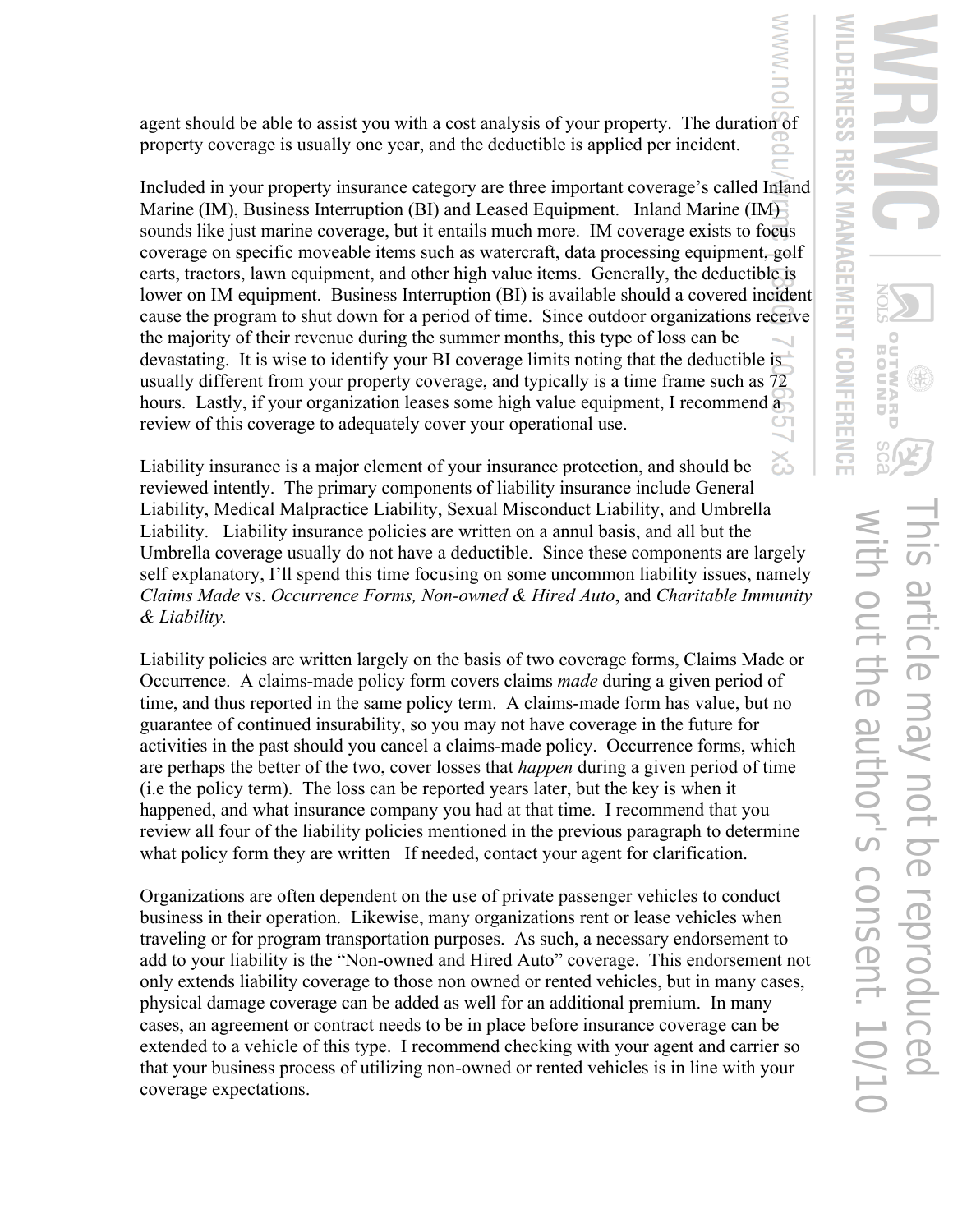agent should be able to assist you with a cost analysis of your property. The duration of property coverage is usually one year, and the deductible is applied per incident.

Included in your property insurance category are three important coverage's called Inland Marine (IM), Business Interruption (BI) and Leased Equipment. Inland Marine (IM) sounds like just marine coverage, but it entails much more. IM coverage exists to focus coverage on specific moveable items such as watercraft, data processing equipment, golf carts, tractors, lawn equipment, and other high value items. Generally, the deductible is lower on IM equipment. Business Interruption (BI) is available should a covered incident cause the program to shut down for a period of time. Since outdoor organizations receive the majority of their revenue during the summer months, this type of loss can be devastating. It is wise to identify your BI coverage limits noting that the deductible is usually different from your property coverage, and typically is a time frame such as 72 hours. Lastly, if your organization leases some high value equipment, I recommend a review of this coverage to adequately cover your operational use.

Liability insurance is a major element of your insurance protection, and should be reviewed intently. The primary components of liability insurance include General Liability, Medical Malpractice Liability, Sexual Misconduct Liability, and Umbrella Liability. Liability insurance policies are written on a annul basis, and all but the Umbrella coverage usually do not have a deductible. Since these components are largely self explanatory, I'll spend this time focusing on some uncommon liability issues, namely *Claims Made* vs. *Occurrence Forms, Non-owned & Hired Auto*, and *Charitable Immunity & Liability.*

Liability policies are written largely on the basis of two coverage forms, Claims Made or Occurrence. A claims-made policy form covers claims *made* during a given period of time, and thus reported in the same policy term. A claims-made form has value, but no guarantee of continued insurability, so you may not have coverage in the future for activities in the past should you cancel a claims-made policy. Occurrence forms, which are perhaps the better of the two, cover losses that *happen* during a given period of time (i.e the policy term). The loss can be reported years later, but the key is when it happened, and what insurance company you had at that time. I recommend that you review all four of the liability policies mentioned in the previous paragraph to determine what policy form they are written If needed, contact your agent for clarification.

Organizations are often dependent on the use of private passenger vehicles to conduct business in their operation. Likewise, many organizations rent or lease vehicles when traveling or for program transportation purposes. As such, a necessary endorsement to add to your liability is the "Non-owned and Hired Auto" coverage. This endorsement not only extends liability coverage to those non owned or rented vehicles, but in many cases, physical damage coverage can be added as well for an additional premium. In many cases, an agreement or contract needs to be in place before insurance coverage can be extended to a vehicle of this type. I recommend checking with your agent and carrier so that your business process of utilizing non-owned or rented vehicles is in line with your coverage expectations.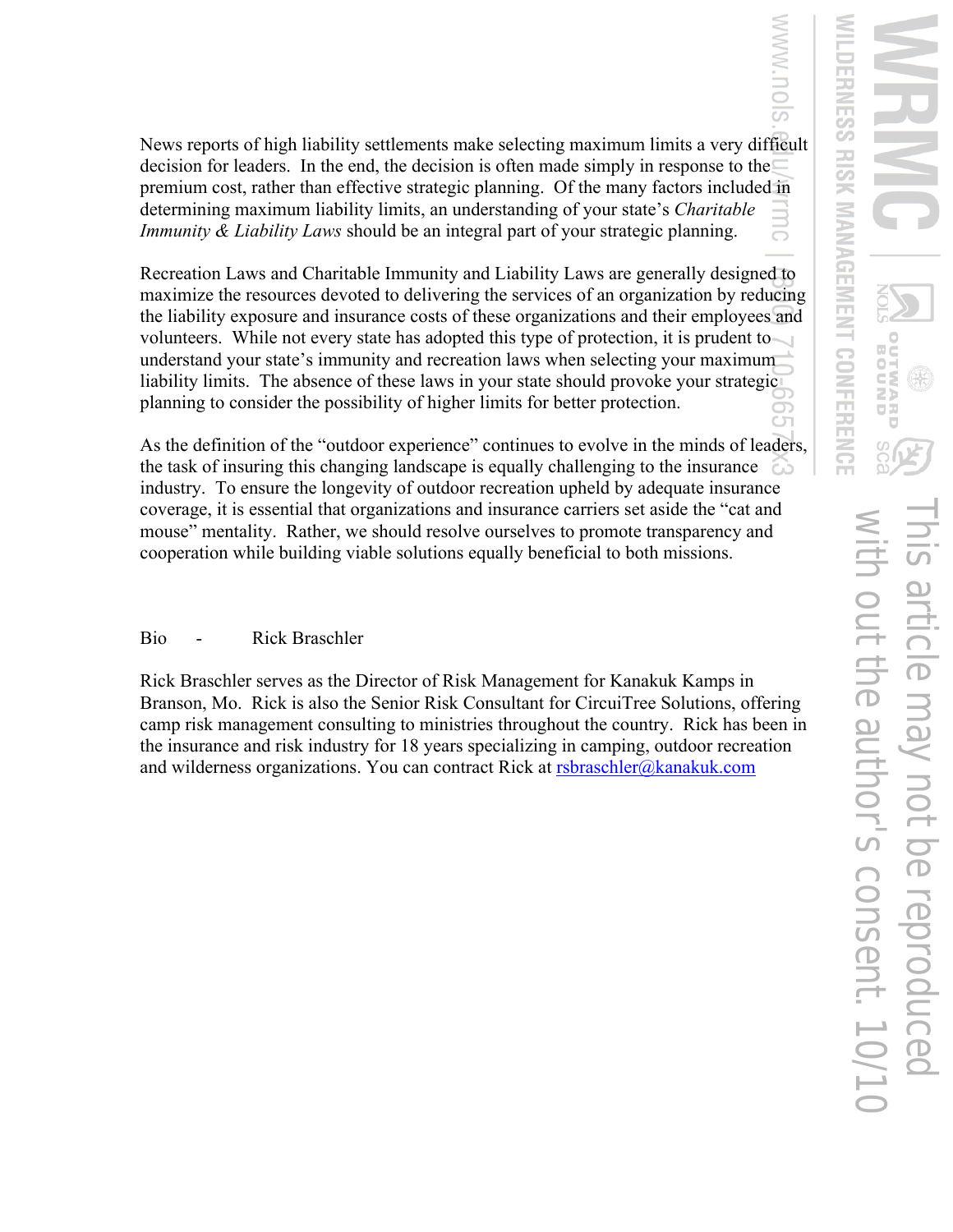News reports of high liability settlements make selecting maximum limits a very difficult decision for leaders. In the end, the decision is often made simply in response to the premium cost, rather than effective strategic planning. Of the many factors included in determining maximum liability limits, an understanding of your state's *Charitable Immunity & Liability Laws* should be an integral part of your strategic planning.

Recreation Laws and Charitable Immunity and Liability Laws are generally designed to maximize the resources devoted to delivering the services of an organization by reducing the liability exposure and insurance costs of these organizations and their employees and volunteers. While not every state has adopted this type of protection, it is prudent to understand your state's immunity and recreation laws when selecting your maximum liability limits. The absence of these laws in your state should provoke your strategic planning to consider the possibility of higher limits for better protection.

As the definition of the "outdoor experience" continues to evolve in the minds of leaders, the task of insuring this changing landscape is equally challenging to the insurance industry. To ensure the longevity of outdoor recreation upheld by adequate insurance coverage, it is essential that organizations and insurance carriers set aside the "cat and mouse" mentality. Rather, we should resolve ourselves to promote transparency and cooperation while building viable solutions equally beneficial to both missions.

Bio - Rick Braschler

Rick Braschler serves as the Director of Risk Management for Kanakuk Kamps in Branson, Mo. Rick is also the Senior Risk Consultant for CircuiTree Solutions, offering camp risk management consulting to ministries throughout the country. Rick has been in the insurance and risk industry for 18 years specializing in camping, outdoor recreation and wilderness organizations. You can contract Rick at rsbraschler@kanakuk.com